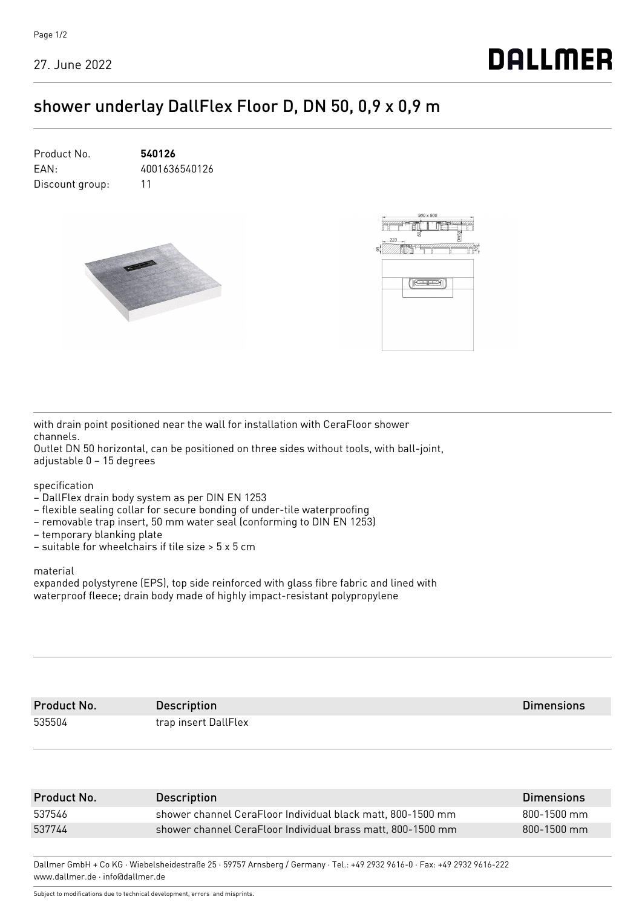# shower underlay DallFlex Floor D, DN 50, 0,9 x 0,9 m

| | |
|---|---|
| Product No. | **540126** |
| EAN: | 4001636540126 |
| Discount group: | 11 |

with drain point positioned near the wall for installation with CeraFloor shower channels.
Outlet DN 50 horizontal, can be positioned on three sides without tools, with ball-joint, adjustable 0 – 15 degrees

specification

- DallFlex drain body system as per DIN EN 1253
- flexible sealing collar for secure bonding of under-tile waterproofing
- removable trap insert, 50 mm water seal (conforming to DIN EN 1253)
- temporary blanking plate
- suitable for wheelchairs if tile size > 5 x 5 cm

material

expanded polystyrene (EPS), top side reinforced with glass fibre fabric and lined with waterproof fleece; drain body made of highly impact-resistant polypropylene

| Product No. | Description | Dimensions |
|---|---|---|
| 535504 | trap insert DallFlex | |

| Product No. | Description | Dimensions |
|---|---|---|
| 537546 | shower channel CeraFloor Individual black matt, 800-1500 mm | 800-1500 mm |
| 537744 | shower channel CeraFloor Individual brass matt, 800-1500 mm | 800-1500 mm |

Dallmer GmbH + Co KG · Wiebelsheidestraße 25 · 59757 Arnsberg / Germany · Tel.: +49 2932 9616-0 · Fax: +49 2932 9616-222
www.dallmer.de · info@dallmer.de

Subject to modifications due to technical development, errors and misprints.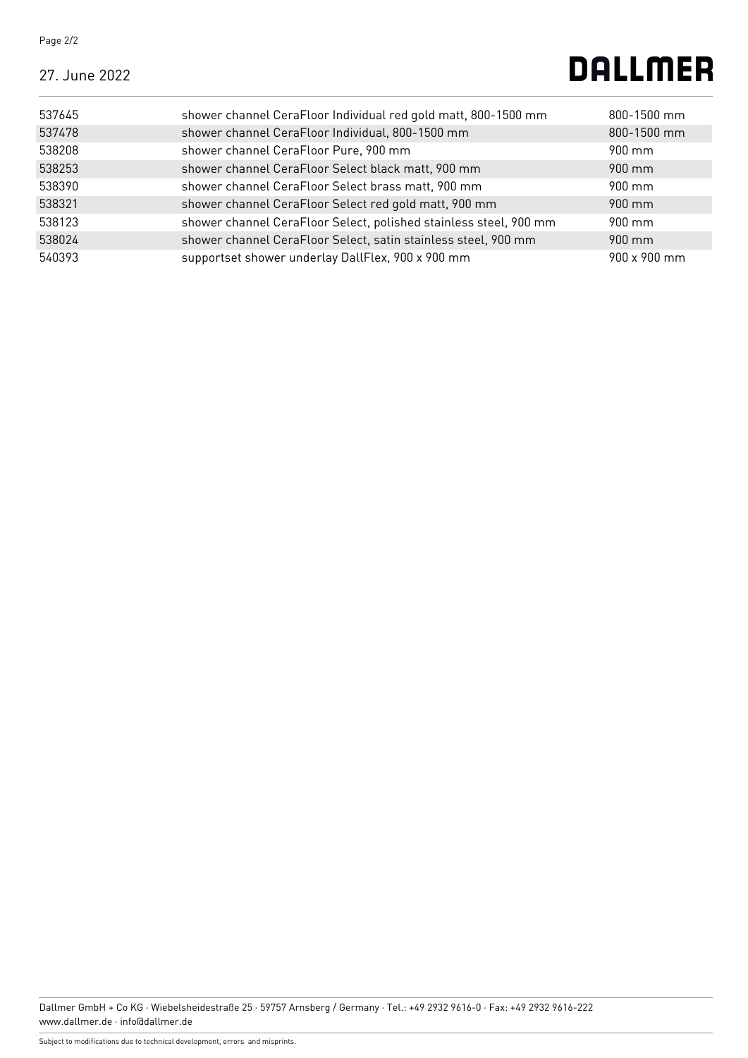| | | |
|---|---|---|
| 537645 | shower channel CeraFloor Individual red gold matt, 800-1500 mm | 800-1500 mm |
| 537478 | shower channel CeraFloor Individual, 800-1500 mm | 800-1500 mm |
| 538208 | shower channel CeraFloor Pure, 900 mm | 900 mm |
| 538253 | shower channel CeraFloor Select black matt, 900 mm | 900 mm |
| 538390 | shower channel CeraFloor Select brass matt, 900 mm | 900 mm |
| 538321 | shower channel CeraFloor Select red gold matt, 900 mm | 900 mm |
| 538123 | shower channel CeraFloor Select, polished stainless steel, 900 mm | 900 mm |
| 538024 | shower channel CeraFloor Select, satin stainless steel, 900 mm | 900 mm |
| 540393 | supportset shower underlay DallFlex, 900 x 900 mm | 900 x 900 mm |

Dallmer GmbH + Co KG · Wiebelsheidestraße 25 · 59757 Arnsberg / Germany · Tel.: +49 2932 9616-0 · Fax: +49 2932 9616-222
www.dallmer.de · info@dallmer.de

Subject to modifications due to technical development, errors and misprints.